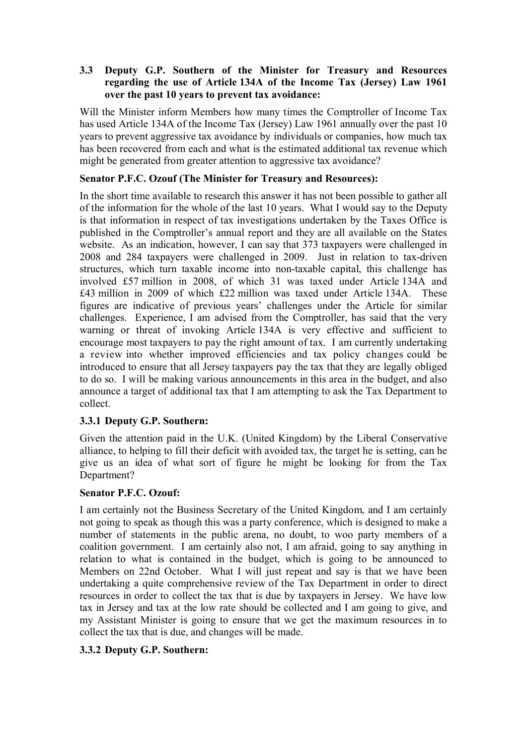### 3.3 Deputy G.P. Southern of the Minister for Treasury and Resources regarding the use of Article 134A of the Income Tax (Jersey) Law 1961 over the past 10 years to prevent tax avoidance:

Will the Minister inform Members how many times the Comptroller of Income Tax has used Article 134A of the Income Tax (Jersey) Law 1961 annually over the past 10 years to prevent aggressive tax avoidance by individuals or companies, how much tax has been recovered from each and what is the estimated additional tax revenue which might be generated from greater attention to aggressive tax avoidance?

**Senator P.F.C. Ozouf (The Minister for Treasury and Resources):**

In the short time available to research this answer it has not been possible to gather all of the information for the whole of the last 10 years. What I would say to the Deputy is that information in respect of tax investigations undertaken by the Taxes Office is published in the Comptroller's annual report and they are all available on the States website. As an indication, however, I can say that 373 taxpayers were challenged in 2008 and 284 taxpayers were challenged in 2009. Just in relation to tax-driven structures, which turn taxable income into non-taxable capital, this challenge has involved £57 million in 2008, of which 31 was taxed under Article 134A and £43 million in 2009 of which £22 million was taxed under Article 134A. These figures are indicative of previous years' challenges under the Article for similar challenges. Experience, I am advised from the Comptroller, has said that the very warning or threat of invoking Article 134A is very effective and sufficient to encourage most taxpayers to pay the right amount of tax. I am currently undertaking a review into whether improved efficiencies and tax policy changes could be introduced to ensure that all Jersey taxpayers pay the tax that they are legally obliged to do so. I will be making various announcements in this area in the budget, and also announce a target of additional tax that I am attempting to ask the Tax Department to collect.

### 3.3.1 Deputy G.P. Southern:

Given the attention paid in the U.K. (United Kingdom) by the Liberal Conservative alliance, to helping to fill their deficit with avoided tax, the target he is setting, can he give us an idea of what sort of figure he might be looking for from the Tax Department?

**Senator P.F.C. Ozouf:**

I am certainly not the Business Secretary of the United Kingdom, and I am certainly not going to speak as though this was a party conference, which is designed to make a number of statements in the public arena, no doubt, to woo party members of a coalition government. I am certainly also not, I am afraid, going to say anything in relation to what is contained in the budget, which is going to be announced to Members on 22nd October. What I will just repeat and say is that we have been undertaking a quite comprehensive review of the Tax Department in order to direct resources in order to collect the tax that is due by taxpayers in Jersey. We have low tax in Jersey and tax at the low rate should be collected and I am going to give, and my Assistant Minister is going to ensure that we get the maximum resources in to collect the tax that is due, and changes will be made.

### 3.3.2 Deputy G.P. Southern: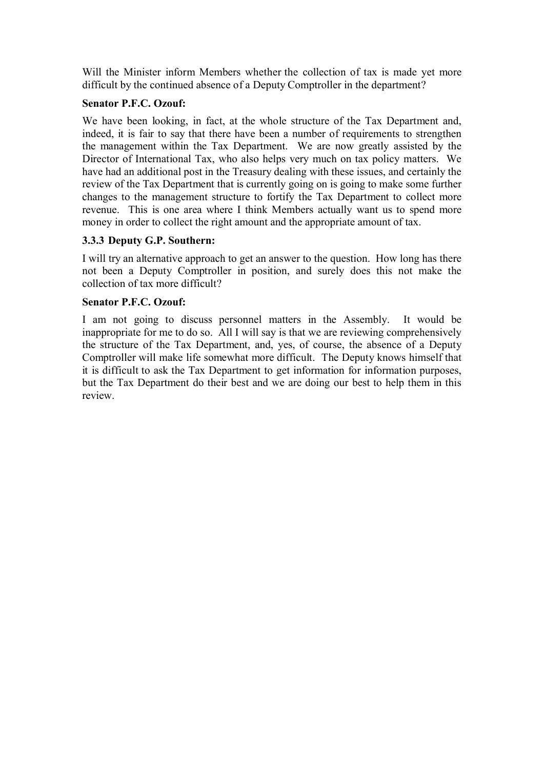Will the Minister inform Members whether the collection of tax is made yet more difficult by the continued absence of a Deputy Comptroller in the department?

**Senator P.F.C. Ozouf:**

We have been looking, in fact, at the whole structure of the Tax Department and, indeed, it is fair to say that there have been a number of requirements to strengthen the management within the Tax Department. We are now greatly assisted by the Director of International Tax, who also helps very much on tax policy matters. We have had an additional post in the Treasury dealing with these issues, and certainly the review of the Tax Department that is currently going on is going to make some further changes to the management structure to fortify the Tax Department to collect more revenue. This is one area where I think Members actually want us to spend more money in order to collect the right amount and the appropriate amount of tax.

**3.3.3 Deputy G.P. Southern:**

I will try an alternative approach to get an answer to the question. How long has there not been a Deputy Comptroller in position, and surely does this not make the collection of tax more difficult?

**Senator P.F.C. Ozouf:**

I am not going to discuss personnel matters in the Assembly. It would be inappropriate for me to do so. All I will say is that we are reviewing comprehensively the structure of the Tax Department, and, yes, of course, the absence of a Deputy Comptroller will make life somewhat more difficult. The Deputy knows himself that it is difficult to ask the Tax Department to get information for information purposes, but the Tax Department do their best and we are doing our best to help them in this review.